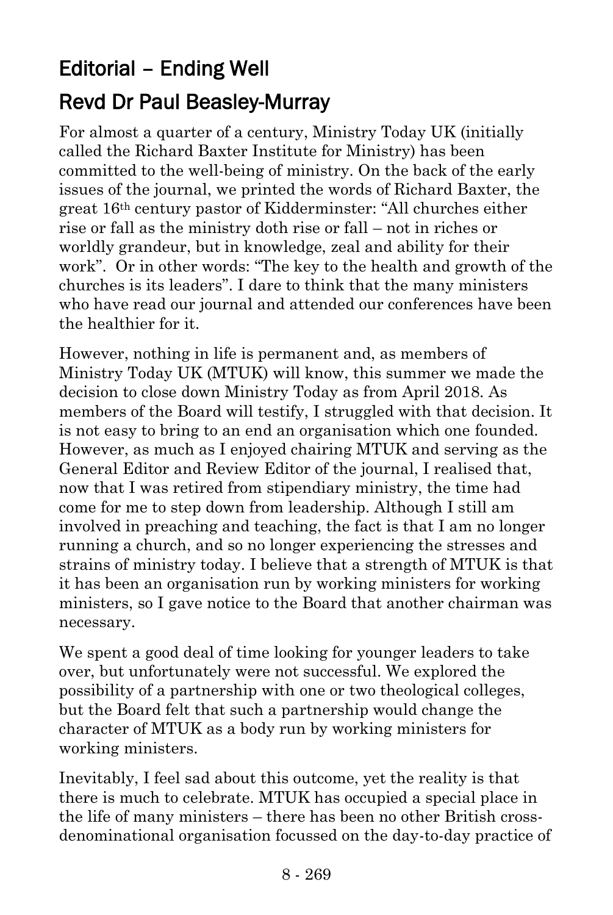## Editorial – Ending Well

## Revd Dr Paul Beasley-Murray

For almost a quarter of a century, Ministry Today UK (initially called the Richard Baxter Institute for Ministry) has been committed to the well-being of ministry. On the back of the early issues of the journal, we printed the words of Richard Baxter, the great 16th century pastor of Kidderminster: "All churches either rise or fall as the ministry doth rise or fall – not in riches or worldly grandeur, but in knowledge, zeal and ability for their work". Or in other words: "The key to the health and growth of the churches is its leaders". I dare to think that the many ministers who have read our journal and attended our conferences have been the healthier for it.

However, nothing in life is permanent and, as members of Ministry Today UK (MTUK) will know, this summer we made the decision to close down Ministry Today as from April 2018. As members of the Board will testify, I struggled with that decision. It is not easy to bring to an end an organisation which one founded. However, as much as I enjoyed chairing MTUK and serving as the General Editor and Review Editor of the journal, I realised that, now that I was retired from stipendiary ministry, the time had come for me to step down from leadership. Although I still am involved in preaching and teaching, the fact is that I am no longer running a church, and so no longer experiencing the stresses and strains of ministry today. I believe that a strength of MTUK is that it has been an organisation run by working ministers for working ministers, so I gave notice to the Board that another chairman was necessary.

We spent a good deal of time looking for younger leaders to take over, but unfortunately were not successful. We explored the possibility of a partnership with one or two theological colleges, but the Board felt that such a partnership would change the character of MTUK as a body run by working ministers for working ministers.

Inevitably, I feel sad about this outcome, yet the reality is that there is much to celebrate. MTUK has occupied a special place in the life of many ministers – there has been no other British cross-denominational organisation focussed on the day-to-day practice of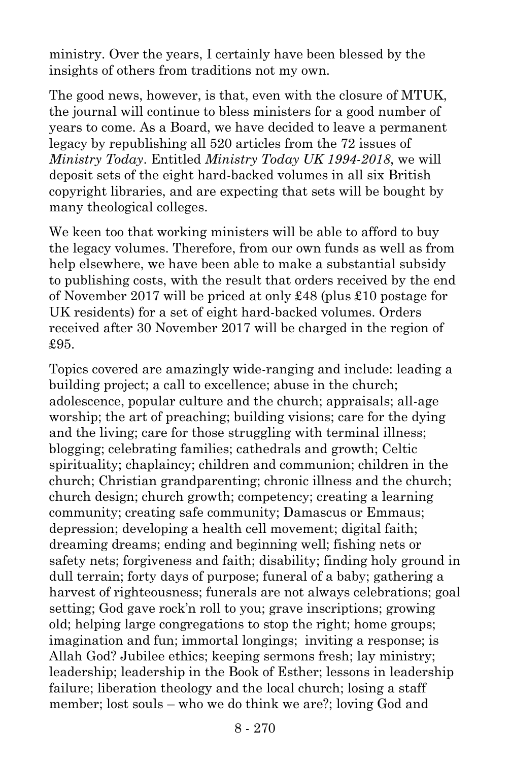ministry. Over the years, I certainly have been blessed by the insights of others from traditions not my own.

The good news, however, is that, even with the closure of MTUK, the journal will continue to bless ministers for a good number of years to come. As a Board, we have decided to leave a permanent legacy by republishing all 520 articles from the 72 issues of *Ministry Today*. Entitled *Ministry Today UK 1994-2018*, we will deposit sets of the eight hard-backed volumes in all six British copyright libraries, and are expecting that sets will be bought by many theological colleges.

We keen too that working ministers will be able to afford to buy the legacy volumes. Therefore, from our own funds as well as from help elsewhere, we have been able to make a substantial subsidy to publishing costs, with the result that orders received by the end of November 2017 will be priced at only £48 (plus £10 postage for UK residents) for a set of eight hard-backed volumes. Orders received after 30 November 2017 will be charged in the region of £95.

Topics covered are amazingly wide-ranging and include: leading a building project; a call to excellence; abuse in the church; adolescence, popular culture and the church; appraisals; all-age worship; the art of preaching; building visions; care for the dying and the living; care for those struggling with terminal illness; blogging; celebrating families; cathedrals and growth; Celtic spirituality; chaplaincy; children and communion; children in the church; Christian grandparenting; chronic illness and the church; church design; church growth; competency; creating a learning community; creating safe community; Damascus or Emmaus; depression; developing a health cell movement; digital faith; dreaming dreams; ending and beginning well; fishing nets or safety nets; forgiveness and faith; disability; finding holy ground in dull terrain; forty days of purpose; funeral of a baby; gathering a harvest of righteousness; funerals are not always celebrations; goal setting; God gave rock'n roll to you; grave inscriptions; growing old; helping large congregations to stop the right; home groups; imagination and fun; immortal longings; inviting a response; is Allah God? Jubilee ethics; keeping sermons fresh; lay ministry; leadership; leadership in the Book of Esther; lessons in leadership failure; liberation theology and the local church; losing a staff member; lost souls – who we do think we are?; loving God and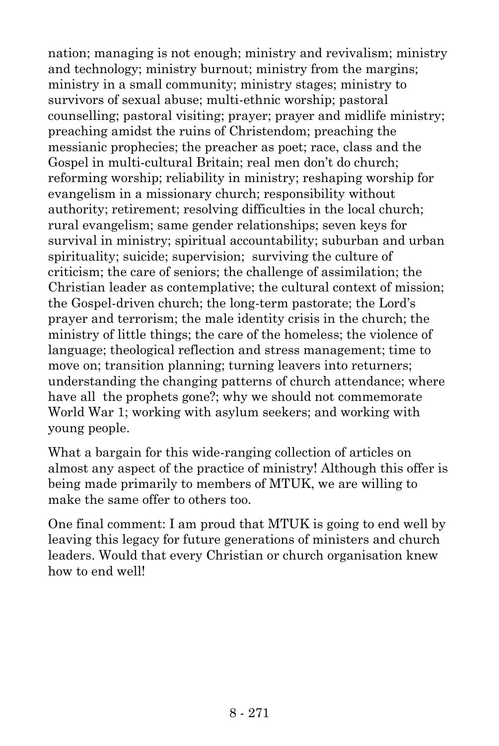nation; managing is not enough; ministry and revivalism; ministry and technology; ministry burnout; ministry from the margins; ministry in a small community; ministry stages; ministry to survivors of sexual abuse; multi-ethnic worship; pastoral counselling; pastoral visiting; prayer; prayer and midlife ministry; preaching amidst the ruins of Christendom; preaching the messianic prophecies; the preacher as poet; race, class and the Gospel in multi-cultural Britain; real men don't do church; reforming worship; reliability in ministry; reshaping worship for evangelism in a missionary church; responsibility without authority; retirement; resolving difficulties in the local church; rural evangelism; same gender relationships; seven keys for survival in ministry; spiritual accountability; suburban and urban spirituality; suicide; supervision; surviving the culture of criticism; the care of seniors; the challenge of assimilation; the Christian leader as contemplative; the cultural context of mission; the Gospel-driven church; the long-term pastorate; the Lord's prayer and terrorism; the male identity crisis in the church; the ministry of little things; the care of the homeless; the violence of language; theological reflection and stress management; time to move on; transition planning; turning leavers into returners; understanding the changing patterns of church attendance; where have all the prophets gone?; why we should not commemorate World War 1; working with asylum seekers; and working with young people.

What a bargain for this wide-ranging collection of articles on almost any aspect of the practice of ministry! Although this offer is being made primarily to members of MTUK, we are willing to make the same offer to others too.

One final comment: I am proud that MTUK is going to end well by leaving this legacy for future generations of ministers and church leaders. Would that every Christian or church organisation knew how to end well!